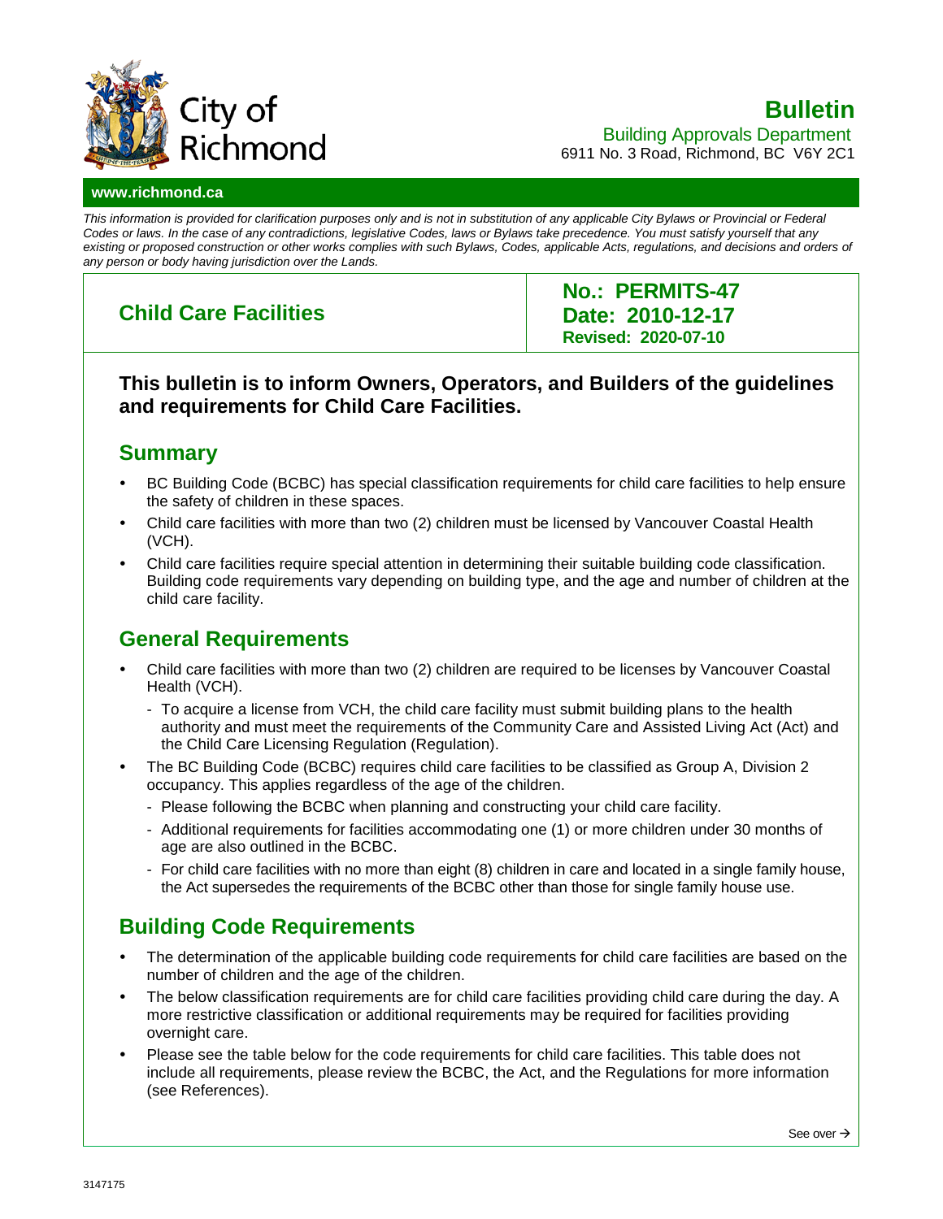# Bulletin

Building Approvals Department
6911 No. 3 Road, Richmond, BC V6Y 2C1

**www.richmond.ca**

*This information is provided for clarification purposes only and is not in substitution of any applicable City Bylaws or Provincial or Federal Codes or laws. In the case of any contradictions, legislative Codes, laws or Bylaws take precedence. You must satisfy yourself that any existing or proposed construction or other works complies with such Bylaws, Codes, applicable Acts, regulations, and decisions and orders of any person or body having jurisdiction over the Lands.*

| **Child Care Facilities** | **No.: PERMITS-47**<br>**Date: 2010-12-17**<br>**Revised: 2020-07-10** |
|---|---|

### This bulletin is to inform Owners, Operators, and Builders of the guidelines and requirements for Child Care Facilities.

## Summary

- BC Building Code (BCBC) has special classification requirements for child care facilities to help ensure the safety of children in these spaces.
- Child care facilities with more than two (2) children must be licensed by Vancouver Coastal Health (VCH).
- Child care facilities require special attention in determining their suitable building code classification. Building code requirements vary depending on building type, and the age and number of children at the child care facility.

## General Requirements

- Child care facilities with more than two (2) children are required to be licenses by Vancouver Coastal Health (VCH).
  - To acquire a license from VCH, the child care facility must submit building plans to the health authority and must meet the requirements of the Community Care and Assisted Living Act (Act) and the Child Care Licensing Regulation (Regulation).
- The BC Building Code (BCBC) requires child care facilities to be classified as Group A, Division 2 occupancy. This applies regardless of the age of the children.
  - Please following the BCBC when planning and constructing your child care facility.
  - Additional requirements for facilities accommodating one (1) or more children under 30 months of age are also outlined in the BCBC.
  - For child care facilities with no more than eight (8) children in care and located in a single family house, the Act supersedes the requirements of the BCBC other than those for single family house use.

## Building Code Requirements

- The determination of the applicable building code requirements for child care facilities are based on the number of children and the age of the children.
- The below classification requirements are for child care facilities providing child care during the day. A more restrictive classification or additional requirements may be required for facilities providing overnight care.
- Please see the table below for the code requirements for child care facilities. This table does not include all requirements, please review the BCBC, the Act, and the Regulations for more information (see References).

See over →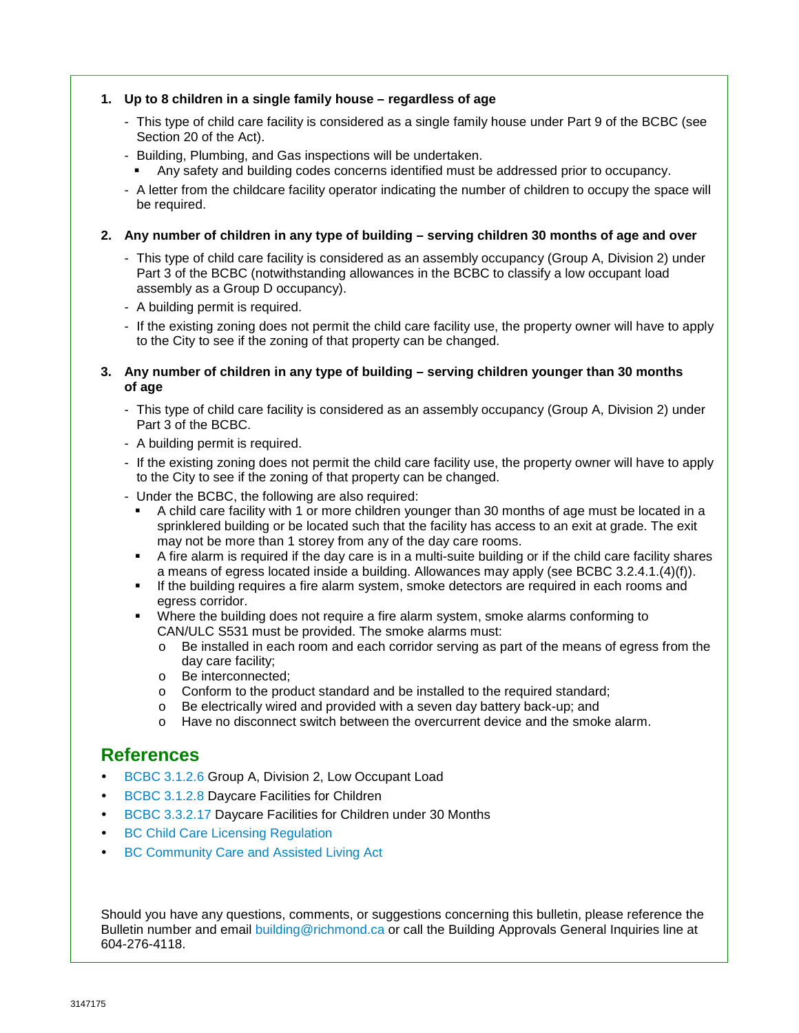1. **Up to 8 children in a single family house – regardless of age**
   - This type of child care facility is considered as a single family house under Part 9 of the BCBC (see Section 20 of the Act).
   - Building, Plumbing, and Gas inspections will be undertaken.
     - Any safety and building codes concerns identified must be addressed prior to occupancy.
   - A letter from the childcare facility operator indicating the number of children to occupy the space will be required.

2. **Any number of children in any type of building – serving children 30 months of age and over**
   - This type of child care facility is considered as an assembly occupancy (Group A, Division 2) under Part 3 of the BCBC (notwithstanding allowances in the BCBC to classify a low occupant load assembly as a Group D occupancy).
   - A building permit is required.
   - If the existing zoning does not permit the child care facility use, the property owner will have to apply to the City to see if the zoning of that property can be changed.

3. **Any number of children in any type of building – serving children younger than 30 months of age**
   - This type of child care facility is considered as an assembly occupancy (Group A, Division 2) under Part 3 of the BCBC.
   - A building permit is required.
   - If the existing zoning does not permit the child care facility use, the property owner will have to apply to the City to see if the zoning of that property can be changed.
   - Under the BCBC, the following are also required:
     - A child care facility with 1 or more children younger than 30 months of age must be located in a sprinklered building or be located such that the facility has access to an exit at grade. The exit may not be more than 1 storey from any of the day care rooms.
     - A fire alarm is required if the day care is in a multi-suite building or if the child care facility shares a means of egress located inside a building. Allowances may apply (see BCBC 3.2.4.1.(4)(f)).
     - If the building requires a fire alarm system, smoke detectors are required in each rooms and egress corridor.
     - Where the building does not require a fire alarm system, smoke alarms conforming to CAN/ULC S531 must be provided. The smoke alarms must:
       - Be installed in each room and each corridor serving as part of the means of egress from the day care facility;
       - Be interconnected;
       - Conform to the product standard and be installed to the required standard;
       - Be electrically wired and provided with a seven day battery back-up; and
       - Have no disconnect switch between the overcurrent device and the smoke alarm.

## References

- BCBC 3.1.2.6 Group A, Division 2, Low Occupant Load
- BCBC 3.1.2.8 Daycare Facilities for Children
- BCBC 3.3.2.17 Daycare Facilities for Children under 30 Months
- BC Child Care Licensing Regulation
- BC Community Care and Assisted Living Act

Should you have any questions, comments, or suggestions concerning this bulletin, please reference the Bulletin number and email building@richmond.ca or call the Building Approvals General Inquiries line at 604-276-4118.

3147175